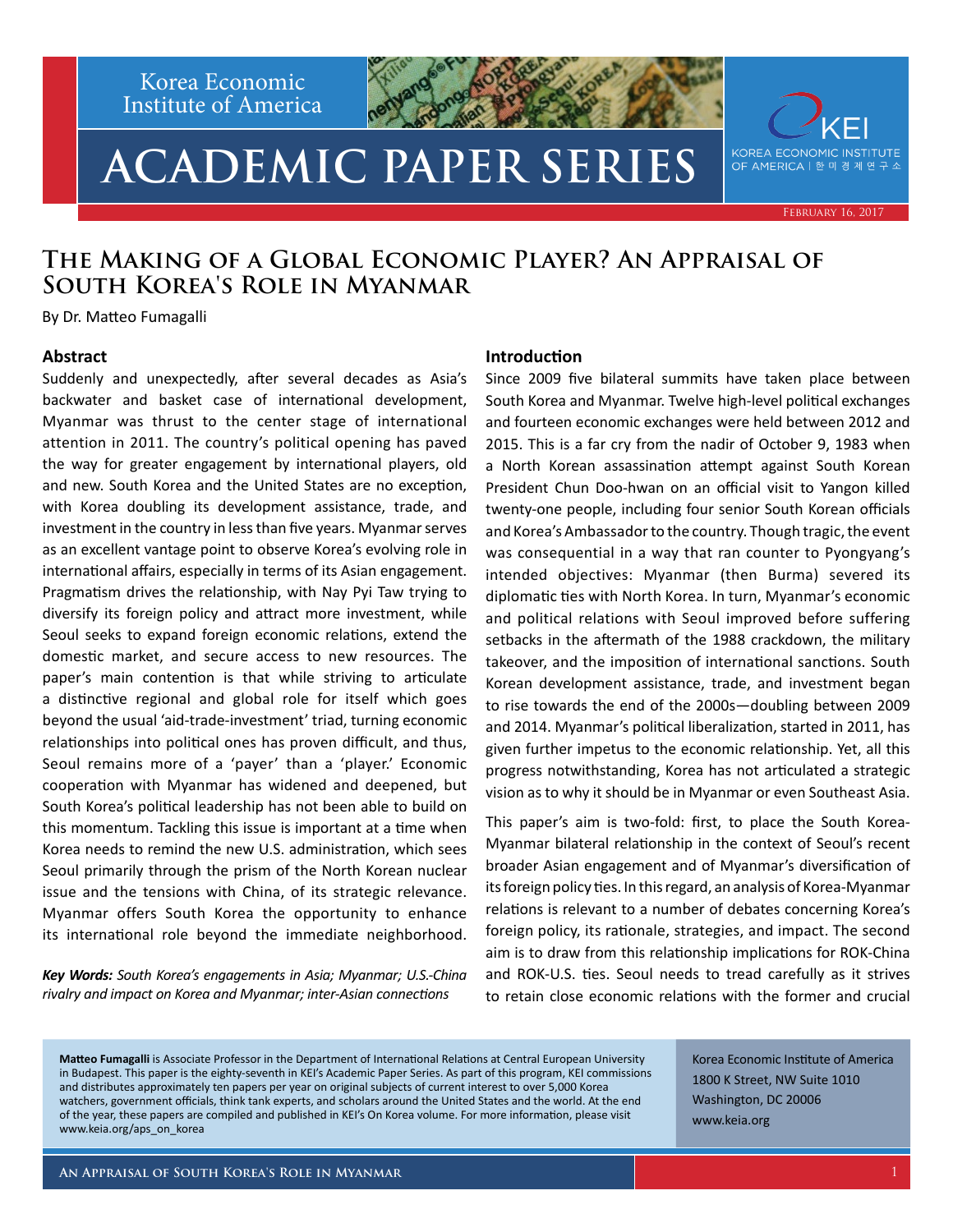# The Making of a Global Economic Player? An Appraisal of South Korea's Role in Myanmar

By Dr. Matteo Fumagalli

## Abstract

Suddenly and unexpectedly, after several decades as Asia's backwater and basket case of international development, Myanmar was thrust to the center stage of international attention in 2011. The country's political opening has paved the way for greater engagement by international players, old and new. South Korea and the United States are no exception, with Korea doubling its development assistance, trade, and investment in the country in less than five years. Myanmar serves as an excellent vantage point to observe Korea's evolving role in international affairs, especially in terms of its Asian engagement. Pragmatism drives the relationship, with Nay Pyi Taw trying to diversify its foreign policy and attract more investment, while Seoul seeks to expand foreign economic relations, extend the domestic market, and secure access to new resources. The paper's main contention is that while striving to articulate a distinctive regional and global role for itself which goes beyond the usual 'aid-trade-investment' triad, turning economic relationships into political ones has proven difficult, and thus, Seoul remains more of a 'payer' than a 'player.' Economic cooperation with Myanmar has widened and deepened, but South Korea's political leadership has not been able to build on this momentum. Tackling this issue is important at a time when Korea needs to remind the new U.S. administration, which sees Seoul primarily through the prism of the North Korean nuclear issue and the tensions with China, of its strategic relevance. Myanmar offers South Korea the opportunity to enhance its international role beyond the immediate neighborhood.

***Key Words:*** *South Korea's engagements in Asia; Myanmar; U.S.-China rivalry and impact on Korea and Myanmar; inter-Asian connections*

## Introduction

Since 2009 five bilateral summits have taken place between South Korea and Myanmar. Twelve high-level political exchanges and fourteen economic exchanges were held between 2012 and 2015. This is a far cry from the nadir of October 9, 1983 when a North Korean assassination attempt against South Korean President Chun Doo-hwan on an official visit to Yangon killed twenty-one people, including four senior South Korean officials and Korea's Ambassador to the country. Though tragic, the event was consequential in a way that ran counter to Pyongyang's intended objectives: Myanmar (then Burma) severed its diplomatic ties with North Korea. In turn, Myanmar's economic and political relations with Seoul improved before suffering setbacks in the aftermath of the 1988 crackdown, the military takeover, and the imposition of international sanctions. South Korean development assistance, trade, and investment began to rise towards the end of the 2000s—doubling between 2009 and 2014. Myanmar's political liberalization, started in 2011, has given further impetus to the economic relationship. Yet, all this progress notwithstanding, Korea has not articulated a strategic vision as to why it should be in Myanmar or even Southeast Asia.

This paper's aim is two-fold: first, to place the South Korea-Myanmar bilateral relationship in the context of Seoul's recent broader Asian engagement and of Myanmar's diversification of its foreign policy ties. In this regard, an analysis of Korea-Myanmar relations is relevant to a number of debates concerning Korea's foreign policy, its rationale, strategies, and impact. The second aim is to draw from this relationship implications for ROK-China and ROK-U.S. ties. Seoul needs to tread carefully as it strives to retain close economic relations with the former and crucial

**Matteo Fumagalli** is Associate Professor in the Department of International Relations at Central European University in Budapest. This paper is the eighty-seventh in KEI's Academic Paper Series. As part of this program, KEI commissions and distributes approximately ten papers per year on original subjects of current interest to over 5,000 Korea watchers, government officials, think tank experts, and scholars around the United States and the world. At the end of the year, these papers are compiled and published in KEI's On Korea volume. For more information, please visit www.keia.org/aps_on_korea

Korea Economic Institute of America
1800 K Street, NW Suite 1010
Washington, DC 20006
www.keia.org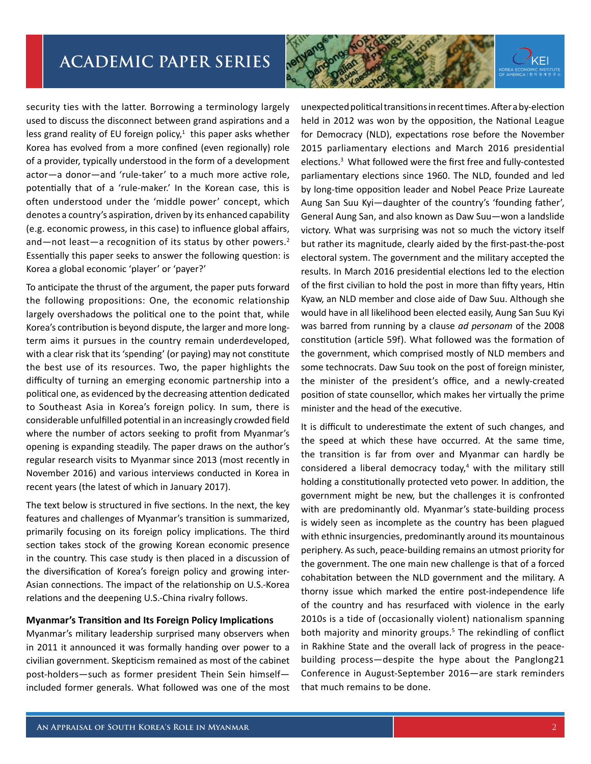security ties with the latter. Borrowing a terminology largely used to discuss the disconnect between grand aspirations and a less grand reality of EU foreign policy,[1] this paper asks whether Korea has evolved from a more confined (even regionally) role of a provider, typically understood in the form of a development actor—a donor—and 'rule-taker' to a much more active role, potentially that of a 'rule-maker.' In the Korean case, this is often understood under the 'middle power' concept, which denotes a country's aspiration, driven by its enhanced capability (e.g. economic prowess, in this case) to influence global affairs, and—not least—a recognition of its status by other powers.[2] Essentially this paper seeks to answer the following question: is Korea a global economic 'player' or 'payer?'

To anticipate the thrust of the argument, the paper puts forward the following propositions: One, the economic relationship largely overshadows the political one to the point that, while Korea's contribution is beyond dispute, the larger and more long-term aims it pursues in the country remain underdeveloped, with a clear risk that its 'spending' (or paying) may not constitute the best use of its resources. Two, the paper highlights the difficulty of turning an emerging economic partnership into a political one, as evidenced by the decreasing attention dedicated to Southeast Asia in Korea's foreign policy. In sum, there is considerable unfulfilled potential in an increasingly crowded field where the number of actors seeking to profit from Myanmar's opening is expanding steadily. The paper draws on the author's regular research visits to Myanmar since 2013 (most recently in November 2016) and various interviews conducted in Korea in recent years (the latest of which in January 2017).

The text below is structured in five sections. In the next, the key features and challenges of Myanmar's transition is summarized, primarily focusing on its foreign policy implications. The third section takes stock of the growing Korean economic presence in the country. This case study is then placed in a discussion of the diversification of Korea's foreign policy and growing inter-Asian connections. The impact of the relationship on U.S.-Korea relations and the deepening U.S.-China rivalry follows.

**Myanmar's Transition and Its Foreign Policy Implications**

Myanmar's military leadership surprised many observers when in 2011 it announced it was formally handing over power to a civilian government. Skepticism remained as most of the cabinet post-holders—such as former president Thein Sein himself—included former generals. What followed was one of the most unexpected political transitions in recent times. After a by-election held in 2012 was won by the opposition, the National League for Democracy (NLD), expectations rose before the November 2015 parliamentary elections and March 2016 presidential elections.[3] What followed were the first free and fully-contested parliamentary elections since 1960. The NLD, founded and led by long-time opposition leader and Nobel Peace Prize Laureate Aung San Suu Kyi—daughter of the country's 'founding father', General Aung San, and also known as Daw Suu—won a landslide victory. What was surprising was not so much the victory itself but rather its magnitude, clearly aided by the first-past-the-post electoral system. The government and the military accepted the results. In March 2016 presidential elections led to the election of the first civilian to hold the post in more than fifty years, Htin Kyaw, an NLD member and close aide of Daw Suu. Although she would have in all likelihood been elected easily, Aung San Suu Kyi was barred from running by a clause *ad personam* of the 2008 constitution (article 59f). What followed was the formation of the government, which comprised mostly of NLD members and some technocrats. Daw Suu took on the post of foreign minister, the minister of the president's office, and a newly-created position of state counsellor, which makes her virtually the prime minister and the head of the executive.

It is difficult to underestimate the extent of such changes, and the speed at which these have occurred. At the same time, the transition is far from over and Myanmar can hardly be considered a liberal democracy today,[4] with the military still holding a constitutionally protected veto power. In addition, the government might be new, but the challenges it is confronted with are predominantly old. Myanmar's state-building process is widely seen as incomplete as the country has been plagued with ethnic insurgencies, predominantly around its mountainous periphery. As such, peace-building remains an utmost priority for the government. The one main new challenge is that of a forced cohabitation between the NLD government and the military. A thorny issue which marked the entire post-independence life of the country and has resurfaced with violence in the early 2010s is a tide of (occasionally violent) nationalism spanning both majority and minority groups.[5] The rekindling of conflict in Rakhine State and the overall lack of progress in the peace-building process—despite the hype about the Panglong21 Conference in August-September 2016—are stark reminders that much remains to be done.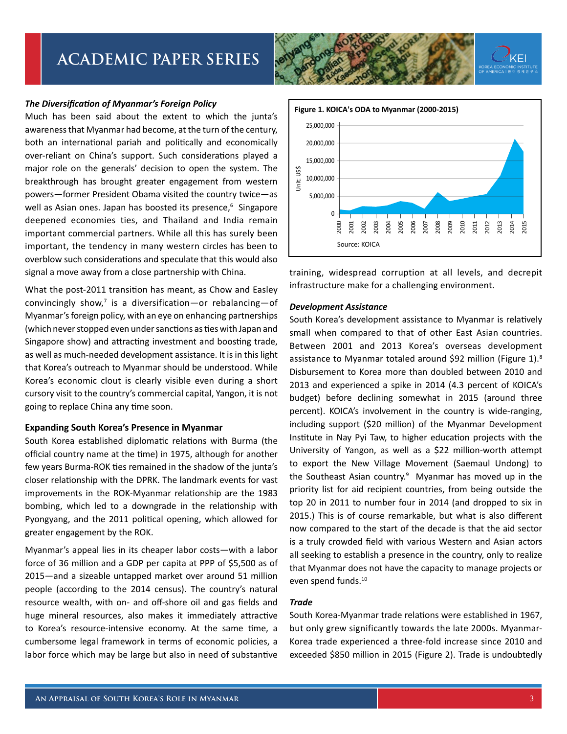### *The Diversification of Myanmar's Foreign Policy*

Much has been said about the extent to which the junta's awareness that Myanmar had become, at the turn of the century, both an international pariah and politically and economically over-reliant on China's support. Such considerations played a major role on the generals' decision to open the system. The breakthrough has brought greater engagement from western powers—former President Obama visited the country twice—as well as Asian ones. Japan has boosted its presence,[6] Singapore deepened economies ties, and Thailand and India remain important commercial partners. While all this has surely been important, the tendency in many western circles has been to overblow such considerations and speculate that this would also signal a move away from a close partnership with China.

What the post-2011 transition has meant, as Chow and Easley convincingly show,[7] is a diversification—or rebalancing—of Myanmar's foreign policy, with an eye on enhancing partnerships (which never stopped even under sanctions as ties with Japan and Singapore show) and attracting investment and boosting trade, as well as much-needed development assistance. It is in this light that Korea's outreach to Myanmar should be understood. While Korea's economic clout is clearly visible even during a short cursory visit to the country's commercial capital, Yangon, it is not going to replace China any time soon.

### Expanding South Korea's Presence in Myanmar

South Korea established diplomatic relations with Burma (the official country name at the time) in 1975, although for another few years Burma-ROK ties remained in the shadow of the junta's closer relationship with the DPRK. The landmark events for vast improvements in the ROK-Myanmar relationship are the 1983 bombing, which led to a downgrade in the relationship with Pyongyang, and the 2011 political opening, which allowed for greater engagement by the ROK.

Myanmar's appeal lies in its cheaper labor costs—with a labor force of 36 million and a GDP per capita at PPP of $5,500 as of 2015—and a sizeable untapped market over around 51 million people (according to the 2014 census). The country's natural resource wealth, with on- and off-shore oil and gas fields and huge mineral resources, also makes it immediately attractive to Korea's resource-intensive economy. At the same time, a cumbersome legal framework in terms of economic policies, a labor force which may be large but also in need of substantive training, widespread corruption at all levels, and decrepit infrastructure make for a challenging environment.

**Figure 1. KOICA's ODA to Myanmar (2000-2015)**

Source: KOICA

### *Development Assistance*

South Korea's development assistance to Myanmar is relatively small when compared to that of other East Asian countries. Between 2001 and 2013 Korea's overseas development assistance to Myanmar totaled around $92 million (Figure 1).[8] Disbursement to Korea more than doubled between 2010 and 2013 and experienced a spike in 2014 (4.3 percent of KOICA's budget) before declining somewhat in 2015 (around three percent). KOICA's involvement in the country is wide-ranging, including support ($20 million) of the Myanmar Development Institute in Nay Pyi Taw, to higher education projects with the University of Yangon, as well as a $22 million-worth attempt to export the New Village Movement (Saemaul Undong) to the Southeast Asian country.[9] Myanmar has moved up in the priority list for aid recipient countries, from being outside the top 20 in 2011 to number four in 2014 (and dropped to six in 2015.) This is of course remarkable, but what is also different now compared to the start of the decade is that the aid sector is a truly crowded field with various Western and Asian actors all seeking to establish a presence in the country, only to realize that Myanmar does not have the capacity to manage projects or even spend funds.[10]

### *Trade*

South Korea-Myanmar trade relations were established in 1967, but only grew significantly towards the late 2000s. Myanmar-Korea trade experienced a three-fold increase since 2010 and exceeded $850 million in 2015 (Figure 2). Trade is undoubtedly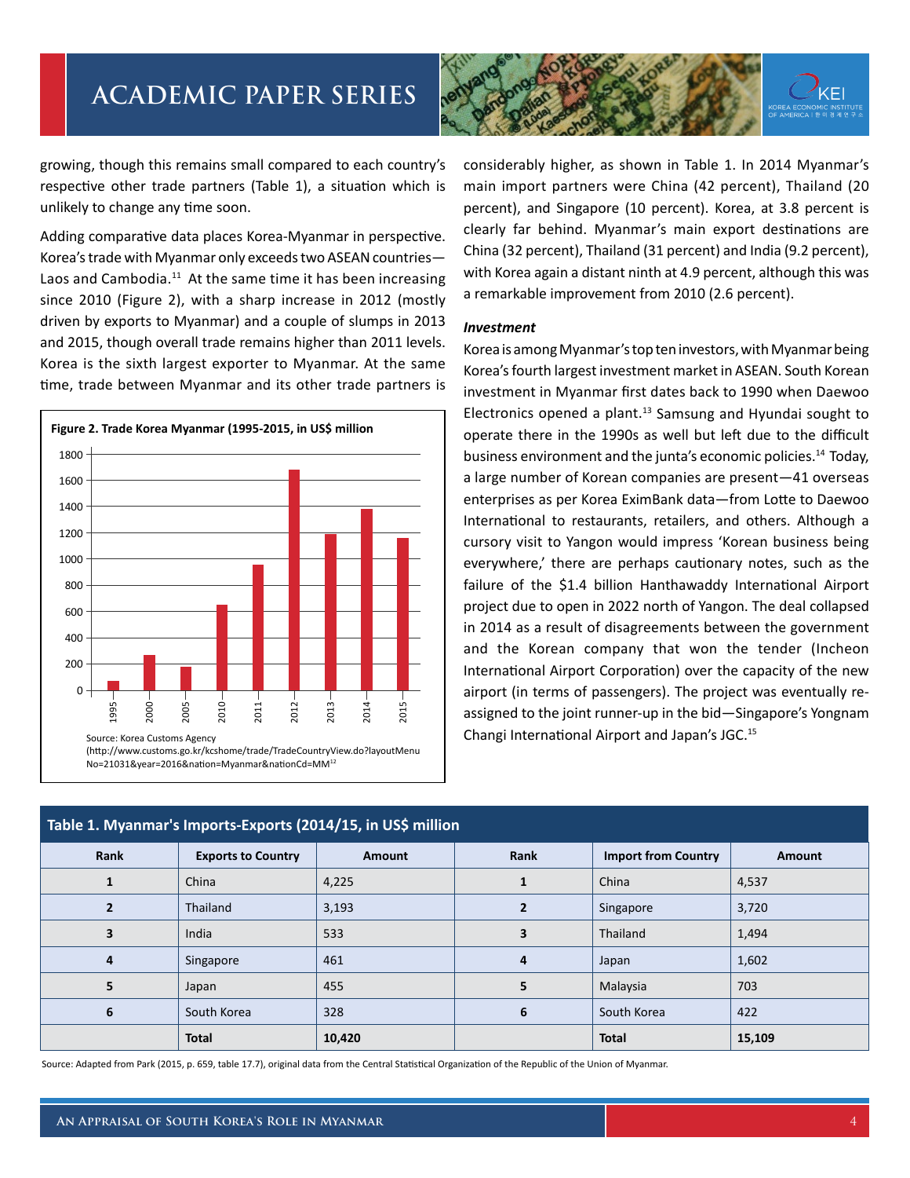growing, though this remains small compared to each country's respective other trade partners (Table 1), a situation which is unlikely to change any time soon.

Adding comparative data places Korea-Myanmar in perspective. Korea's trade with Myanmar only exceeds two ASEAN countries—Laos and Cambodia.[11] At the same time it has been increasing since 2010 (Figure 2), with a sharp increase in 2012 (mostly driven by exports to Myanmar) and a couple of slumps in 2013 and 2015, though overall trade remains higher than 2011 levels. Korea is the sixth largest exporter to Myanmar. At the same time, trade between Myanmar and its other trade partners is considerably higher, as shown in Table 1. In 2014 Myanmar's main import partners were China (42 percent), Thailand (20 percent), and Singapore (10 percent). Korea, at 3.8 percent is clearly far behind. Myanmar's main export destinations are China (32 percent), Thailand (31 percent) and India (9.2 percent), with Korea again a distant ninth at 4.9 percent, although this was a remarkable improvement from 2010 (2.6 percent).

**Figure 2. Trade Korea Myanmar (1995-2015, in US$ million**

Source: Korea Customs Agency (http://www.customs.go.kr/kcshome/trade/TradeCountryView.do?layoutMenuNo=21031&year=2016&nation=Myanmar&nationCd=MM[12]

### *Investment*

Korea is among Myanmar's top ten investors, with Myanmar being Korea's fourth largest investment market in ASEAN. South Korean investment in Myanmar first dates back to 1990 when Daewoo Electronics opened a plant.[13] Samsung and Hyundai sought to operate there in the 1990s as well but left due to the difficult business environment and the junta's economic policies.[14] Today, a large number of Korean companies are present—41 overseas enterprises as per Korea EximBank data—from Lotte to Daewoo International to restaurants, retailers, and others. Although a cursory visit to Yangon would impress 'Korean business being everywhere,' there are perhaps cautionary notes, such as the failure of the $1.4 billion Hanthawaddy International Airport project due to open in 2022 north of Yangon. The deal collapsed in 2014 as a result of disagreements between the government and the Korean company that won the tender (Incheon International Airport Corporation) over the capacity of the new airport (in terms of passengers). The project was eventually re-assigned to the joint runner-up in the bid—Singapore's Yongnam Changi International Airport and Japan's JGC.[15]

**Table 1. Myanmar's Imports-Exports (2014/15, in US$ million**

| Rank | Exports to Country | Amount | Rank | Import from Country | Amount |
|---|---|---|---|---|---|
| **1** | China | 4,225 | **1** | China | 4,537 |
| **2** | Thailand | 3,193 | **2** | Singapore | 3,720 |
| **3** | India | 533 | **3** | Thailand | 1,494 |
| **4** | Singapore | 461 | **4** | Japan | 1,602 |
| **5** | Japan | 455 | **5** | Malaysia | 703 |
| **6** | South Korea | 328 | **6** | South Korea | 422 |
| | **Total** | **10,420** | | **Total** | **15,109** |

Source: Adapted from Park (2015, p. 659, table 17.7), original data from the Central Statistical Organization of the Republic of the Union of Myanmar.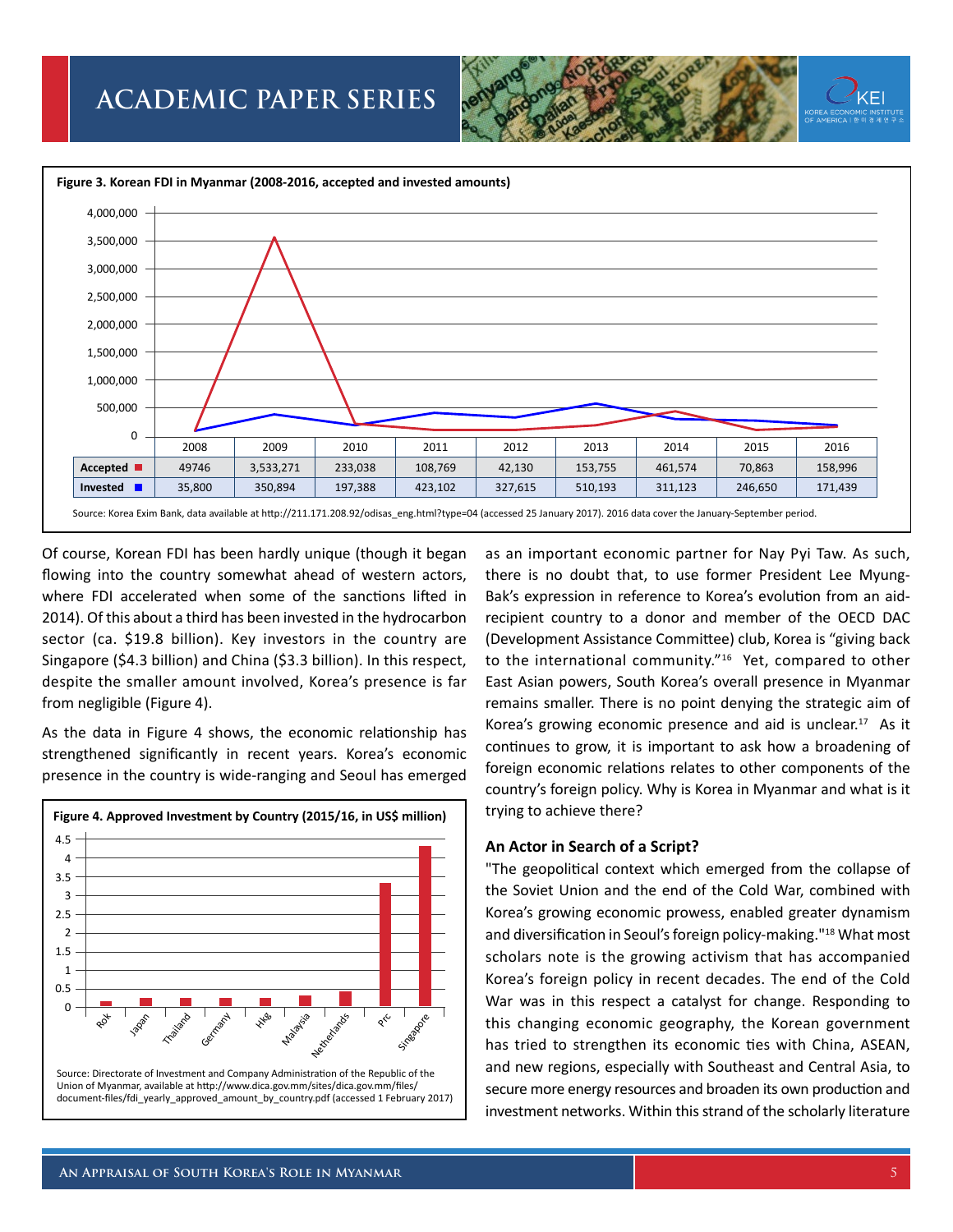**Figure 3. Korean FDI in Myanmar (2008-2016, accepted and invested amounts)**

| | 2008 | 2009 | 2010 | 2011 | 2012 | 2013 | 2014 | 2015 | 2016 |
|---|---|---|---|---|---|---|---|---|---|
| Accepted | 49746 | 3,533,271 | 233,038 | 108,769 | 42,130 | 153,755 | 461,574 | 70,863 | 158,996 |
| Invested | 35,800 | 350,894 | 197,388 | 423,102 | 327,615 | 510,193 | 311,123 | 246,650 | 171,439 |

Source: Korea Exim Bank, data available at http://211.171.208.92/odisas_eng.html?type=04 (accessed 25 January 2017). 2016 data cover the January-September period.

Of course, Korean FDI has been hardly unique (though it began flowing into the country somewhat ahead of western actors, where FDI accelerated when some of the sanctions lifted in 2014). Of this about a third has been invested in the hydrocarbon sector (ca. $19.8 billion). Key investors in the country are Singapore ($4.3 billion) and China ($3.3 billion). In this respect, despite the smaller amount involved, Korea's presence is far from negligible (Figure 4).

As the data in Figure 4 shows, the economic relationship has strengthened significantly in recent years. Korea's economic presence in the country is wide-ranging and Seoul has emerged as an important economic partner for Nay Pyi Taw. As such, there is no doubt that, to use former President Lee Myung-Bak's expression in reference to Korea's evolution from an aid-recipient country to a donor and member of the OECD DAC (Development Assistance Committee) club, Korea is "giving back to the international community."[16] Yet, compared to other East Asian powers, South Korea's overall presence in Myanmar remains smaller. There is no point denying the strategic aim of Korea's growing economic presence and aid is unclear.[17] As it continues to grow, it is important to ask how a broadening of foreign economic relations relates to other components of the country's foreign policy. Why is Korea in Myanmar and what is it trying to achieve there?

**Figure 4. Approved Investment by Country (2015/16, in US$ million)**

Source: Directorate of Investment and Company Administration of the Republic of the Union of Myanmar, available at http://www.dica.gov.mm/sites/dica.gov.mm/files/document-files/fdi_yearly_approved_amount_by_country.pdf (accessed 1 February 2017)

## An Actor in Search of a Script?

"The geopolitical context which emerged from the collapse of the Soviet Union and the end of the Cold War, combined with Korea's growing economic prowess, enabled greater dynamism and diversification in Seoul's foreign policy-making."[18] What most scholars note is the growing activism that has accompanied Korea's foreign policy in recent decades. The end of the Cold War was in this respect a catalyst for change. Responding to this changing economic geography, the Korean government has tried to strengthen its economic ties with China, ASEAN, and new regions, especially with Southeast and Central Asia, to secure more energy resources and broaden its own production and investment networks. Within this strand of the scholarly literature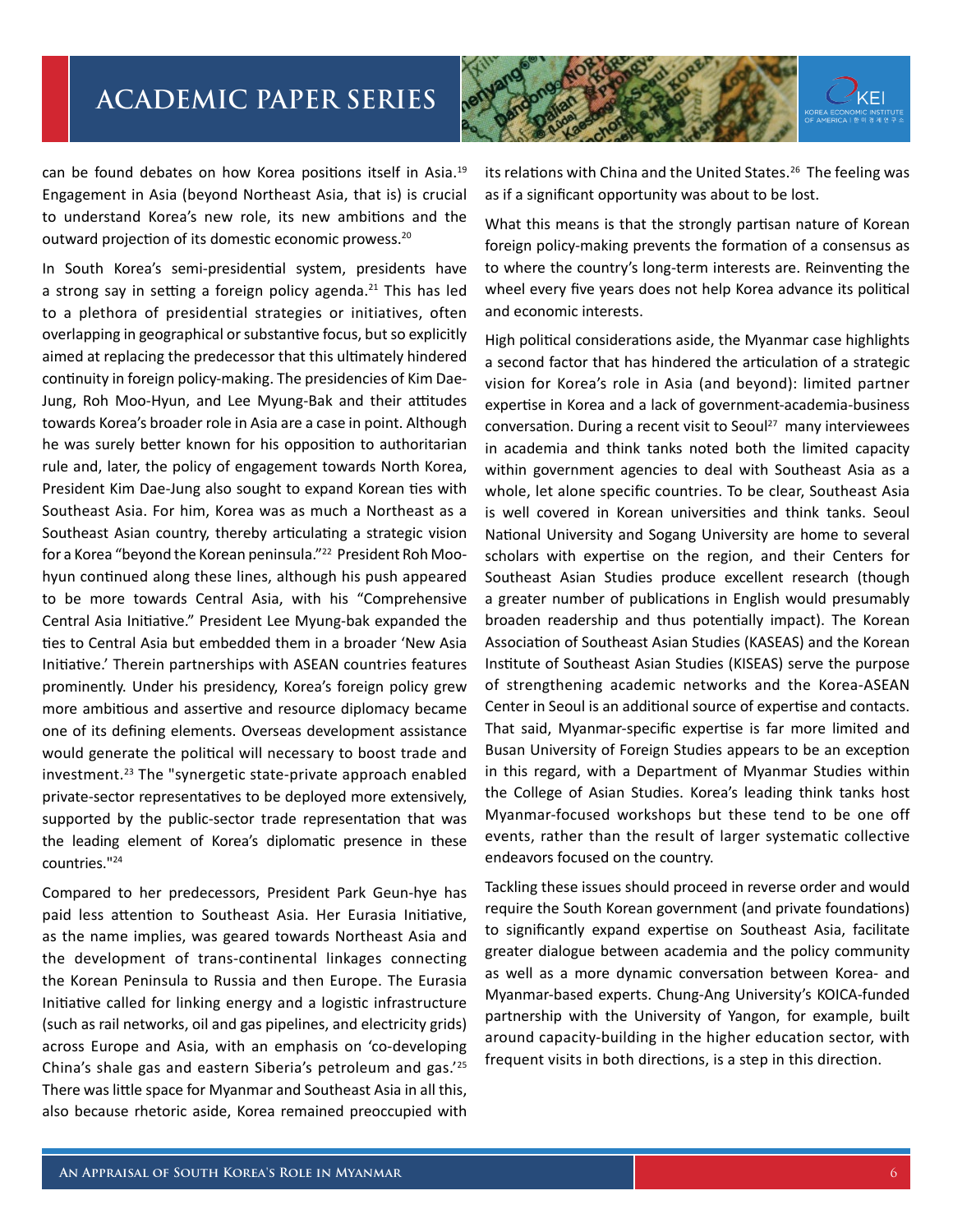can be found debates on how Korea positions itself in Asia.[19] Engagement in Asia (beyond Northeast Asia, that is) is crucial to understand Korea's new role, its new ambitions and the outward projection of its domestic economic prowess.[20]

In South Korea's semi-presidential system, presidents have a strong say in setting a foreign policy agenda.[21] This has led to a plethora of presidential strategies or initiatives, often overlapping in geographical or substantive focus, but so explicitly aimed at replacing the predecessor that this ultimately hindered continuity in foreign policy-making. The presidencies of Kim Dae-Jung, Roh Moo-Hyun, and Lee Myung-Bak and their attitudes towards Korea's broader role in Asia are a case in point. Although he was surely better known for his opposition to authoritarian rule and, later, the policy of engagement towards North Korea, President Kim Dae-Jung also sought to expand Korean ties with Southeast Asia. For him, Korea was as much a Northeast as a Southeast Asian country, thereby articulating a strategic vision for a Korea "beyond the Korean peninsula."[22] President Roh Moo-hyun continued along these lines, although his push appeared to be more towards Central Asia, with his "Comprehensive Central Asia Initiative." President Lee Myung-bak expanded the ties to Central Asia but embedded them in a broader 'New Asia Initiative.' Therein partnerships with ASEAN countries features prominently. Under his presidency, Korea's foreign policy grew more ambitious and assertive and resource diplomacy became one of its defining elements. Overseas development assistance would generate the political will necessary to boost trade and investment.[23] The "synergetic state-private approach enabled private-sector representatives to be deployed more extensively, supported by the public-sector trade representation that was the leading element of Korea's diplomatic presence in these countries."[24]

Compared to her predecessors, President Park Geun-hye has paid less attention to Southeast Asia. Her Eurasia Initiative, as the name implies, was geared towards Northeast Asia and the development of trans-continental linkages connecting the Korean Peninsula to Russia and then Europe. The Eurasia Initiative called for linking energy and a logistic infrastructure (such as rail networks, oil and gas pipelines, and electricity grids) across Europe and Asia, with an emphasis on 'co-developing China's shale gas and eastern Siberia's petroleum and gas.'[25] There was little space for Myanmar and Southeast Asia in all this, also because rhetoric aside, Korea remained preoccupied with its relations with China and the United States.[26] The feeling was as if a significant opportunity was about to be lost.

What this means is that the strongly partisan nature of Korean foreign policy-making prevents the formation of a consensus as to where the country's long-term interests are. Reinventing the wheel every five years does not help Korea advance its political and economic interests.

High political considerations aside, the Myanmar case highlights a second factor that has hindered the articulation of a strategic vision for Korea's role in Asia (and beyond): limited partner expertise in Korea and a lack of government-academia-business conversation. During a recent visit to Seoul[27] many interviewees in academia and think tanks noted both the limited capacity within government agencies to deal with Southeast Asia as a whole, let alone specific countries. To be clear, Southeast Asia is well covered in Korean universities and think tanks. Seoul National University and Sogang University are home to several scholars with expertise on the region, and their Centers for Southeast Asian Studies produce excellent research (though a greater number of publications in English would presumably broaden readership and thus potentially impact). The Korean Association of Southeast Asian Studies (KASEAS) and the Korean Institute of Southeast Asian Studies (KISEAS) serve the purpose of strengthening academic networks and the Korea-ASEAN Center in Seoul is an additional source of expertise and contacts. That said, Myanmar-specific expertise is far more limited and Busan University of Foreign Studies appears to be an exception in this regard, with a Department of Myanmar Studies within the College of Asian Studies. Korea's leading think tanks host Myanmar-focused workshops but these tend to be one off events, rather than the result of larger systematic collective endeavors focused on the country.

Tackling these issues should proceed in reverse order and would require the South Korean government (and private foundations) to significantly expand expertise on Southeast Asia, facilitate greater dialogue between academia and the policy community as well as a more dynamic conversation between Korea- and Myanmar-based experts. Chung-Ang University's KOICA-funded partnership with the University of Yangon, for example, built around capacity-building in the higher education sector, with frequent visits in both directions, is a step in this direction.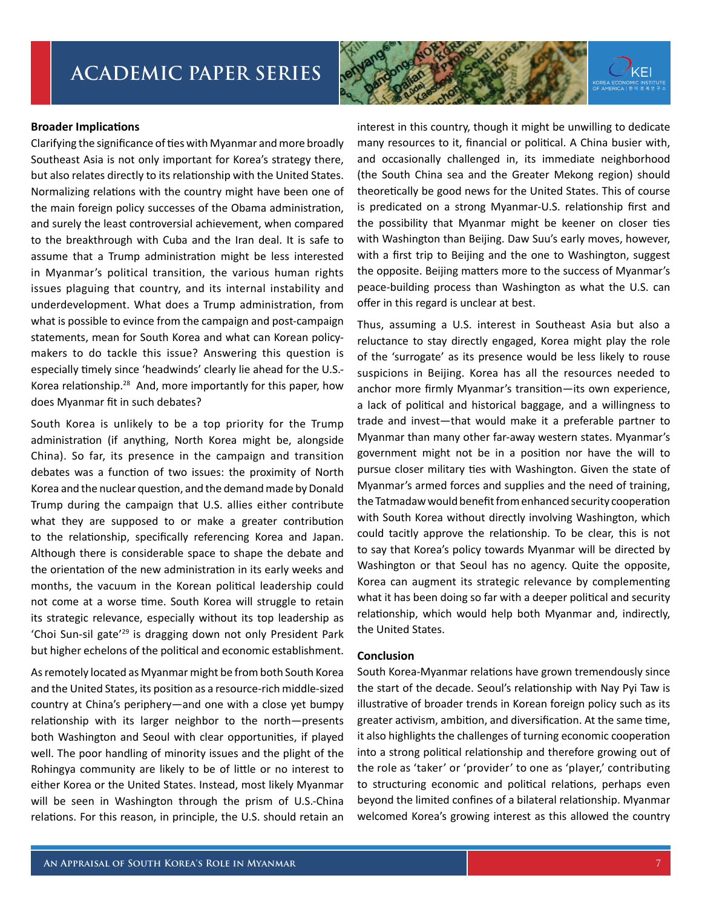**Broader Implications**

Clarifying the significance of ties with Myanmar and more broadly Southeast Asia is not only important for Korea's strategy there, but also relates directly to its relationship with the United States. Normalizing relations with the country might have been one of the main foreign policy successes of the Obama administration, and surely the least controversial achievement, when compared to the breakthrough with Cuba and the Iran deal. It is safe to assume that a Trump administration might be less interested in Myanmar's political transition, the various human rights issues plaguing that country, and its internal instability and underdevelopment. What does a Trump administration, from what is possible to evince from the campaign and post-campaign statements, mean for South Korea and what can Korean policy-makers to do tackle this issue? Answering this question is especially timely since 'headwinds' clearly lie ahead for the U.S.-Korea relationship.[28] And, more importantly for this paper, how does Myanmar fit in such debates?

South Korea is unlikely to be a top priority for the Trump administration (if anything, North Korea might be, alongside China). So far, its presence in the campaign and transition debates was a function of two issues: the proximity of North Korea and the nuclear question, and the demand made by Donald Trump during the campaign that U.S. allies either contribute what they are supposed to or make a greater contribution to the relationship, specifically referencing Korea and Japan. Although there is considerable space to shape the debate and the orientation of the new administration in its early weeks and months, the vacuum in the Korean political leadership could not come at a worse time. South Korea will struggle to retain its strategic relevance, especially without its top leadership as 'Choi Sun-sil gate'[29] is dragging down not only President Park but higher echelons of the political and economic establishment.

As remotely located as Myanmar might be from both South Korea and the United States, its position as a resource-rich middle-sized country at China's periphery—and one with a close yet bumpy relationship with its larger neighbor to the north—presents both Washington and Seoul with clear opportunities, if played well. The poor handling of minority issues and the plight of the Rohingya community are likely to be of little or no interest to either Korea or the United States. Instead, most likely Myanmar will be seen in Washington through the prism of U.S.-China relations. For this reason, in principle, the U.S. should retain an interest in this country, though it might be unwilling to dedicate many resources to it, financial or political. A China busier with, and occasionally challenged in, its immediate neighborhood (the South China sea and the Greater Mekong region) should theoretically be good news for the United States. This of course is predicated on a strong Myanmar-U.S. relationship first and the possibility that Myanmar might be keener on closer ties with Washington than Beijing. Daw Suu's early moves, however, with a first trip to Beijing and the one to Washington, suggest the opposite. Beijing matters more to the success of Myanmar's peace-building process than Washington as what the U.S. can offer in this regard is unclear at best.

Thus, assuming a U.S. interest in Southeast Asia but also a reluctance to stay directly engaged, Korea might play the role of the 'surrogate' as its presence would be less likely to rouse suspicions in Beijing. Korea has all the resources needed to anchor more firmly Myanmar's transition—its own experience, a lack of political and historical baggage, and a willingness to trade and invest—that would make it a preferable partner to Myanmar than many other far-away western states. Myanmar's government might not be in a position nor have the will to pursue closer military ties with Washington. Given the state of Myanmar's armed forces and supplies and the need of training, the Tatmadaw would benefit from enhanced security cooperation with South Korea without directly involving Washington, which could tacitly approve the relationship. To be clear, this is not to say that Korea's policy towards Myanmar will be directed by Washington or that Seoul has no agency. Quite the opposite, Korea can augment its strategic relevance by complementing what it has been doing so far with a deeper political and security relationship, which would help both Myanmar and, indirectly, the United States.

**Conclusion**

South Korea-Myanmar relations have grown tremendously since the start of the decade. Seoul's relationship with Nay Pyi Taw is illustrative of broader trends in Korean foreign policy such as its greater activism, ambition, and diversification. At the same time, it also highlights the challenges of turning economic cooperation into a strong political relationship and therefore growing out of the role as 'taker' or 'provider' to one as 'player,' contributing to structuring economic and political relations, perhaps even beyond the limited confines of a bilateral relationship. Myanmar welcomed Korea's growing interest as this allowed the country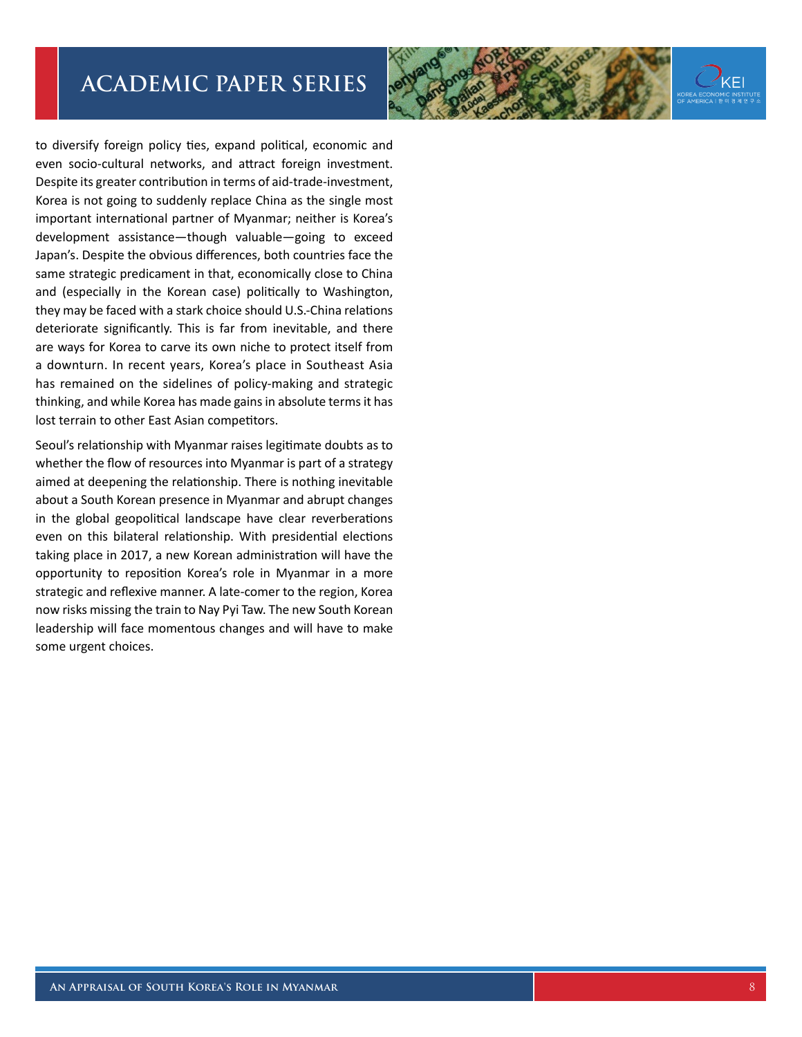to diversify foreign policy ties, expand political, economic and even socio-cultural networks, and attract foreign investment. Despite its greater contribution in terms of aid-trade-investment, Korea is not going to suddenly replace China as the single most important international partner of Myanmar; neither is Korea's development assistance—though valuable—going to exceed Japan's. Despite the obvious differences, both countries face the same strategic predicament in that, economically close to China and (especially in the Korean case) politically to Washington, they may be faced with a stark choice should U.S.-China relations deteriorate significantly. This is far from inevitable, and there are ways for Korea to carve its own niche to protect itself from a downturn. In recent years, Korea's place in Southeast Asia has remained on the sidelines of policy-making and strategic thinking, and while Korea has made gains in absolute terms it has lost terrain to other East Asian competitors.

Seoul's relationship with Myanmar raises legitimate doubts as to whether the flow of resources into Myanmar is part of a strategy aimed at deepening the relationship. There is nothing inevitable about a South Korean presence in Myanmar and abrupt changes in the global geopolitical landscape have clear reverberations even on this bilateral relationship. With presidential elections taking place in 2017, a new Korean administration will have the opportunity to reposition Korea's role in Myanmar in a more strategic and reflexive manner. A late-comer to the region, Korea now risks missing the train to Nay Pyi Taw. The new South Korean leadership will face momentous changes and will have to make some urgent choices.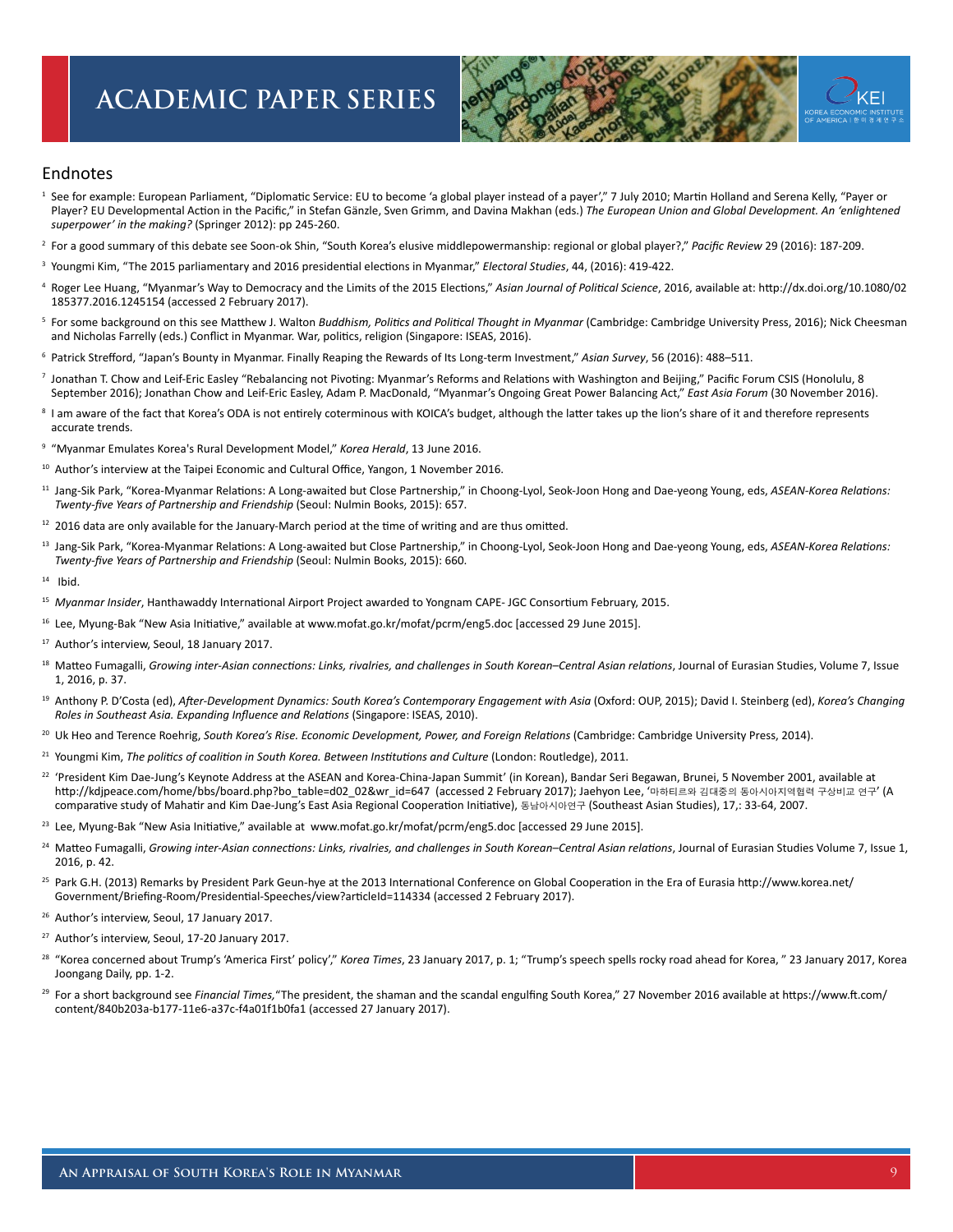## Endnotes

[1] See for example: European Parliament, "Diplomatic Service: EU to become 'a global player instead of a payer'," 7 July 2010; Martin Holland and Serena Kelly, "Payer or Player? EU Developmental Action in the Pacific," in Stefan Gänzle, Sven Grimm, and Davina Makhan (eds.) *The European Union and Global Development. An 'enlightened superpower' in the making?* (Springer 2012): pp 245-260.

[2] For a good summary of this debate see Soon-ok Shin, "South Korea's elusive middlepowermanship: regional or global player?," *Pacific Review* 29 (2016): 187-209.

[3] Youngmi Kim, "The 2015 parliamentary and 2016 presidential elections in Myanmar," *Electoral Studies*, 44, (2016): 419-422.

[4] Roger Lee Huang, "Myanmar's Way to Democracy and the Limits of the 2015 Elections," *Asian Journal of Political Science*, 2016, available at: http://dx.doi.org/10.1080/02185377.2016.1245154 (accessed 2 February 2017).

[5] For some background on this see Matthew J. Walton *Buddhism, Politics and Political Thought in Myanmar* (Cambridge: Cambridge University Press, 2016); Nick Cheesman and Nicholas Farrelly (eds.) Conflict in Myanmar. War, politics, religion (Singapore: ISEAS, 2016).

[6] Patrick Strefford, "Japan's Bounty in Myanmar. Finally Reaping the Rewards of Its Long-term Investment," *Asian Survey*, 56 (2016): 488–511.

[7] Jonathan T. Chow and Leif-Eric Easley "Rebalancing not Pivoting: Myanmar's Reforms and Relations with Washington and Beijing," Pacific Forum CSIS (Honolulu, 8 September 2016); Jonathan Chow and Leif-Eric Easley, Adam P. MacDonald, "Myanmar's Ongoing Great Power Balancing Act," *East Asia Forum* (30 November 2016).

[8] I am aware of the fact that Korea's ODA is not entirely coterminous with KOICA's budget, although the latter takes up the lion's share of it and therefore represents accurate trends.

[9] "Myanmar Emulates Korea's Rural Development Model," *Korea Herald*, 13 June 2016.

[10] Author's interview at the Taipei Economic and Cultural Office, Yangon, 1 November 2016.

[11] Jang-Sik Park, "Korea-Myanmar Relations: A Long-awaited but Close Partnership," in Choong-Lyol, Seok-Joon Hong and Dae-yeong Young, eds, *ASEAN-Korea Relations: Twenty-five Years of Partnership and Friendship* (Seoul: Nulmin Books, 2015): 657.

[12] 2016 data are only available for the January-March period at the time of writing and are thus omitted.

[13] Jang-Sik Park, "Korea-Myanmar Relations: A Long-awaited but Close Partnership," in Choong-Lyol, Seok-Joon Hong and Dae-yeong Young, eds, *ASEAN-Korea Relations: Twenty-five Years of Partnership and Friendship* (Seoul: Nulmin Books, 2015): 660.

[14] Ibid.

[15] *Myanmar Insider*, Hanthawaddy International Airport Project awarded to Yongnam CAPE- JGC Consortium February, 2015.

[16] Lee, Myung-Bak "New Asia Initiative," available at www.mofat.go.kr/mofat/pcrm/eng5.doc [accessed 29 June 2015].

[17] Author's interview, Seoul, 18 January 2017.

[18] Matteo Fumagalli, *Growing inter-Asian connections: Links, rivalries, and challenges in South Korean–Central Asian relations*, Journal of Eurasian Studies, Volume 7, Issue 1, 2016, p. 37.

[19] Anthony P. D'Costa (ed), *After-Development Dynamics: South Korea's Contemporary Engagement with Asia* (Oxford: OUP, 2015); David I. Steinberg (ed), *Korea's Changing Roles in Southeast Asia. Expanding Influence and Relations* (Singapore: ISEAS, 2010).

[20] Uk Heo and Terence Roehrig, *South Korea's Rise. Economic Development, Power, and Foreign Relations* (Cambridge: Cambridge University Press, 2014).

[21] Youngmi Kim, *The politics of coalition in South Korea. Between Institutions and Culture* (London: Routledge), 2011.

[22] 'President Kim Dae-Jung's Keynote Address at the ASEAN and Korea-China-Japan Summit' (in Korean), Bandar Seri Begawan, Brunei, 5 November 2001, available at http://kdjpeace.com/home/bbs/board.php?bo_table=d02_02&wr_id=647 (accessed 2 February 2017); Jaehyon Lee, '마하티르와 김대중의 동아시아지역협력 구상비교 연구' (A comparative study of Mahatir and Kim Dae-Jung's East Asia Regional Cooperation Initiative), 동남아시아연구 (Southeast Asian Studies), 17,: 33-64, 2007.

[23] Lee, Myung-Bak "New Asia Initiative," available at www.mofat.go.kr/mofat/pcrm/eng5.doc [accessed 29 June 2015].

[24] Matteo Fumagalli, *Growing inter-Asian connections: Links, rivalries, and challenges in South Korean–Central Asian relations*, Journal of Eurasian Studies Volume 7, Issue 1, 2016, p. 42.

[25] Park G.H. (2013) Remarks by President Park Geun-hye at the 2013 International Conference on Global Cooperation in the Era of Eurasia http://www.korea.net/Government/Briefing-Room/Presidential-Speeches/view?articleId=114334 (accessed 2 February 2017).

[26] Author's interview, Seoul, 17 January 2017.

[27] Author's interview, Seoul, 17-20 January 2017.

[28] "Korea concerned about Trump's 'America First' policy'," *Korea Times*, 23 January 2017, p. 1; "Trump's speech spells rocky road ahead for Korea, " 23 January 2017, Korea Joongang Daily, pp. 1-2.

[29] For a short background see *Financial Times,*"The president, the shaman and the scandal engulfing South Korea," 27 November 2016 available at https://www.ft.com/content/840b203a-b177-11e6-a37c-f4a01f1b0fa1 (accessed 27 January 2017).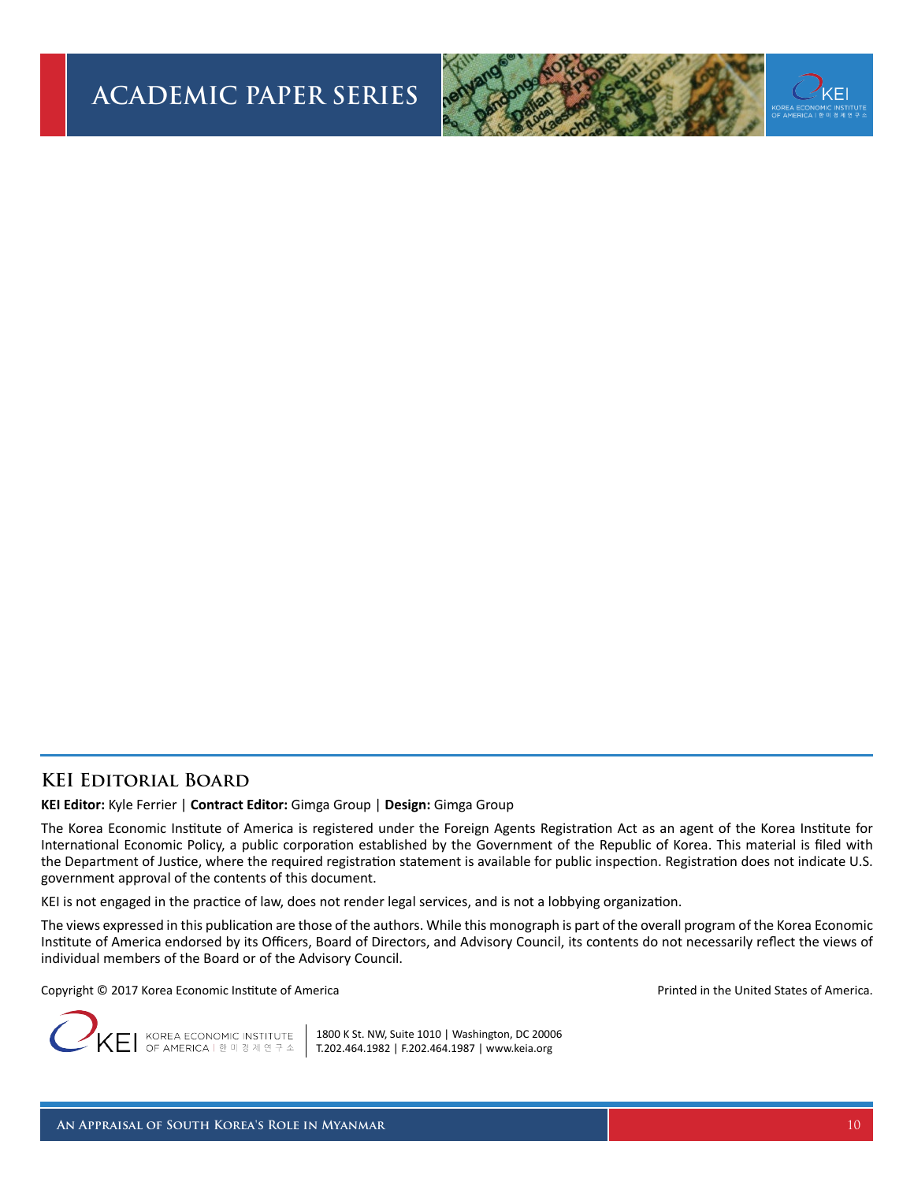## KEI Editorial Board

**KEI Editor:** Kyle Ferrier | **Contract Editor:** Gimga Group | **Design:** Gimga Group

The Korea Economic Institute of America is registered under the Foreign Agents Registration Act as an agent of the Korea Institute for International Economic Policy, a public corporation established by the Government of the Republic of Korea. This material is filed with the Department of Justice, where the required registration statement is available for public inspection. Registration does not indicate U.S. government approval of the contents of this document.

KEI is not engaged in the practice of law, does not render legal services, and is not a lobbying organization.

The views expressed in this publication are those of the authors. While this monograph is part of the overall program of the Korea Economic Institute of America endorsed by its Officers, Board of Directors, and Advisory Council, its contents do not necessarily reflect the views of individual members of the Board or of the Advisory Council.

Copyright © 2017 Korea Economic Institute of America

Printed in the United States of America.

KEI KOREA ECONOMIC INSTITUTE OF AMERICA | 한 미 경 제 연 구 소

1800 K St. NW, Suite 1010 | Washington, DC 20006
T.202.464.1982 | F.202.464.1987 | www.keia.org